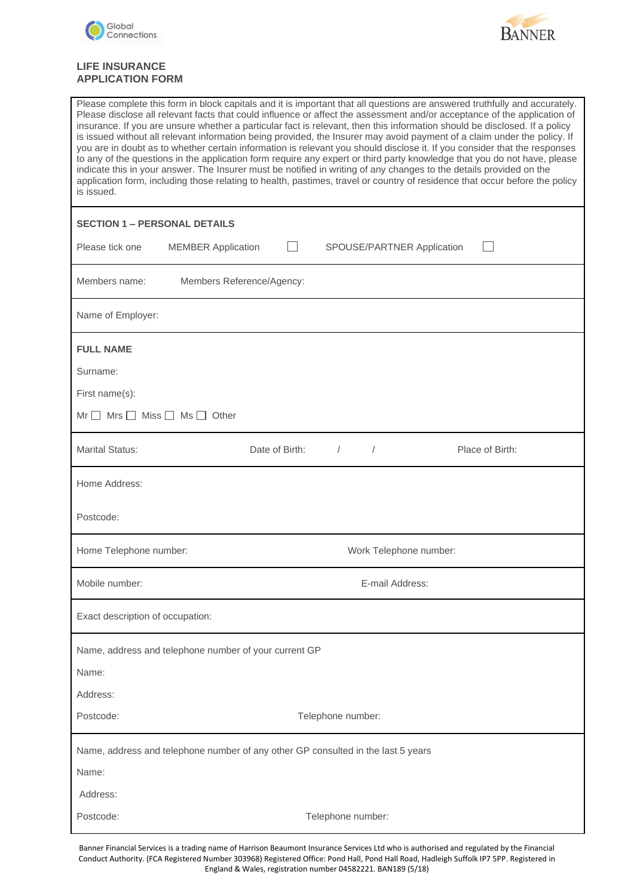# LIFE INSURANCE APPLICATION FORM

Please complete this form in block capitals and it is important that all questions are answered truthfully and accurately. Please disclose all relevant facts that could influence or affect the assessment and/or acceptance of the application of insurance. If you are unsure whether a particular fact is relevant, then this information should be disclosed. If a policy is issued without all relevant information being provided, the Insurer may avoid payment of a claim under the policy. If you are in doubt as to whether certain information is relevant you should disclose it. If you consider that the responses to any of the questions in the application form require any expert or third party knowledge that you do not have, please indicate this in your answer. The Insurer must be notified in writing of any changes to the details provided on the application form, including those relating to health, pastimes, travel or country of residence that occur before the policy is issued.

## SECTION 1 – PERSONAL DETAILS

Please tick one MEMBER Application ☐ SPOUSE/PARTNER Application ☐

Members name: Members Reference/Agency:

Name of Employer:

**FULL NAME**

Surname:

First name(s):

Mr ☐ Mrs ☐ Miss ☐ Ms ☐ Other

Marital Status: Date of Birth: / / Place of Birth:

Home Address:

Postcode:

Home Telephone number: Work Telephone number:

Mobile number: E-mail Address:

Exact description of occupation:

Name, address and telephone number of your current GP

Name:

Address:

Postcode: Telephone number:

Name, address and telephone number of any other GP consulted in the last 5 years

Name:

Address:

Postcode: Telephone number:

Banner Financial Services is a trading name of Harrison Beaumont Insurance Services Ltd who is authorised and regulated by the Financial Conduct Authority. (FCA Registered Number 303968) Registered Office: Pond Hall, Pond Hall Road, Hadleigh Suffolk IP7 5PP. Registered in England & Wales, registration number 04582221. BAN189 (5/18)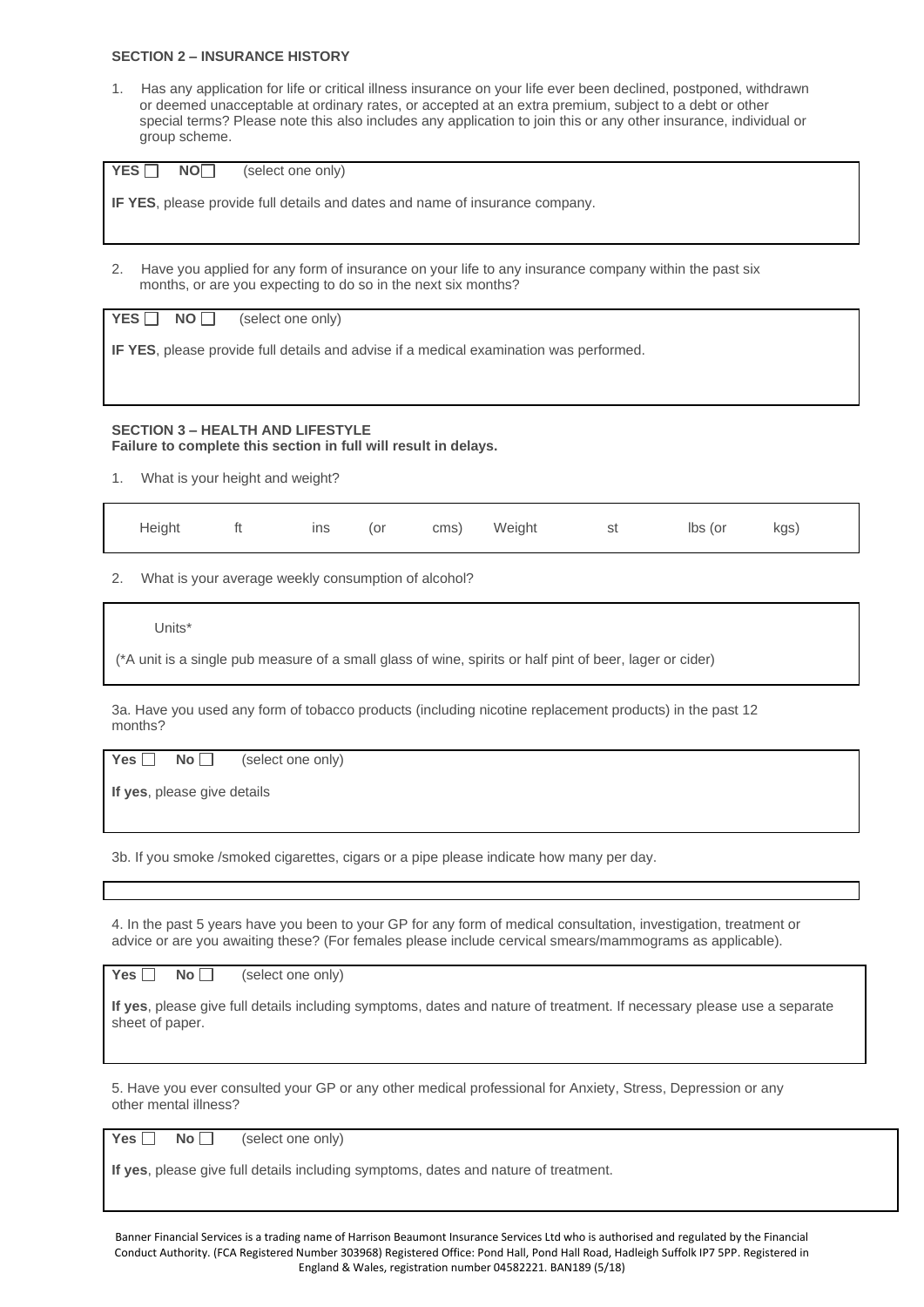**SECTION 2 – INSURANCE HISTORY**

1. Has any application for life or critical illness insurance on your life ever been declined, postponed, withdrawn or deemed unacceptable at ordinary rates, or accepted at an extra premium, subject to a debt or other special terms? Please note this also includes any application to join this or any other insurance, individual or group scheme.

**YES** ☐ **NO** ☐ (select one only)

**IF YES**, please provide full details and dates and name of insurance company.

2. Have you applied for any form of insurance on your life to any insurance company within the past six months, or are you expecting to do so in the next six months?

**YES** ☐ **NO** ☐ (select one only)

**IF YES**, please provide full details and advise if a medical examination was performed.

**SECTION 3 – HEALTH AND LIFESTYLE**
**Failure to complete this section in full will result in delays.**

1. What is your height and weight?

Height ft ins (or cms) Weight st lbs (or kgs)

2. What is your average weekly consumption of alcohol?

Units*

(*A unit is a single pub measure of a small glass of wine, spirits or half pint of beer, lager or cider)

3a. Have you used any form of tobacco products (including nicotine replacement products) in the past 12 months?

**Yes** ☐ **No** ☐ (select one only)

**If yes**, please give details

3b. If you smoke /smoked cigarettes, cigars or a pipe please indicate how many per day.

4. In the past 5 years have you been to your GP for any form of medical consultation, investigation, treatment or advice or are you awaiting these? (For females please include cervical smears/mammograms as applicable).

**Yes** ☐ **No** ☐ (select one only)

**If yes**, please give full details including symptoms, dates and nature of treatment. If necessary please use a separate sheet of paper.

5. Have you ever consulted your GP or any other medical professional for Anxiety, Stress, Depression or any other mental illness?

**Yes** ☐ **No** ☐ (select one only)

**If yes**, please give full details including symptoms, dates and nature of treatment.

Banner Financial Services is a trading name of Harrison Beaumont Insurance Services Ltd who is authorised and regulated by the Financial Conduct Authority. (FCA Registered Number 303968) Registered Office: Pond Hall, Pond Hall Road, Hadleigh Suffolk IP7 5PP. Registered in England & Wales, registration number 04582221. BAN189 (5/18)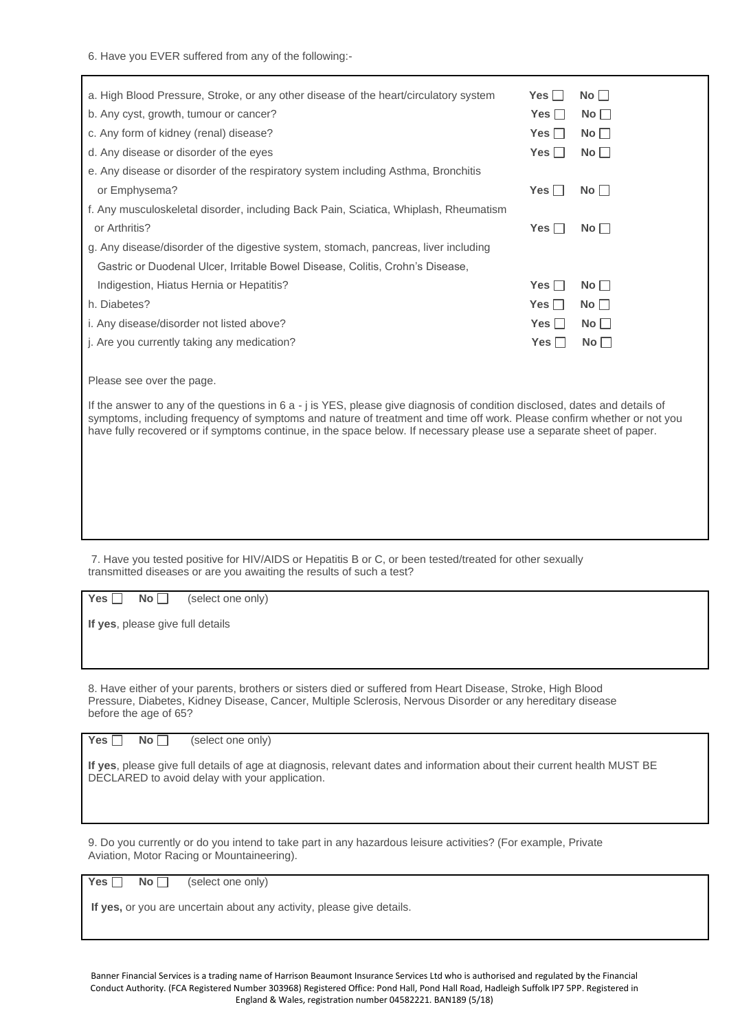6. Have you EVER suffered from any of the following:-

| | | |
|---|---|---|
| a. High Blood Pressure, Stroke, or any other disease of the heart/circulatory system | **Yes** ☐ | **No** ☐ |
| b. Any cyst, growth, tumour or cancer? | **Yes** ☐ | **No** ☐ |
| c. Any form of kidney (renal) disease? | **Yes** ☐ | **No** ☐ |
| d. Any disease or disorder of the eyes | **Yes** ☐ | **No** ☐ |
| e. Any disease or disorder of the respiratory system including Asthma, Bronchitis or Emphysema? | **Yes** ☐ | **No** ☐ |
| f. Any musculoskeletal disorder, including Back Pain, Sciatica, Whiplash, Rheumatism or Arthritis? | **Yes** ☐ | **No** ☐ |
| g. Any disease/disorder of the digestive system, stomach, pancreas, liver including Gastric or Duodenal Ulcer, Irritable Bowel Disease, Colitis, Crohn's Disease, Indigestion, Hiatus Hernia or Hepatitis? | **Yes** ☐ | **No** ☐ |
| h. Diabetes? | **Yes** ☐ | **No** ☐ |
| i. Any disease/disorder not listed above? | **Yes** ☐ | **No** ☐ |
| j. Are you currently taking any medication? | **Yes** ☐ | **No** ☐ |

Please see over the page.

If the answer to any of the questions in 6 a - j is YES, please give diagnosis of condition disclosed, dates and details of symptoms, including frequency of symptoms and nature of treatment and time off work. Please confirm whether or not you have fully recovered or if symptoms continue, in the space below. If necessary please use a separate sheet of paper.

7. Have you tested positive for HIV/AIDS or Hepatitis B or C, or been tested/treated for other sexually transmitted diseases or are you awaiting the results of such a test?

**Yes** ☐ **No** ☐ (select one only)

**If yes**, please give full details

8. Have either of your parents, brothers or sisters died or suffered from Heart Disease, Stroke, High Blood Pressure, Diabetes, Kidney Disease, Cancer, Multiple Sclerosis, Nervous Disorder or any hereditary disease before the age of 65?

**Yes** ☐ **No** ☐ (select one only)

**If yes**, please give full details of age at diagnosis, relevant dates and information about their current health MUST BE DECLARED to avoid delay with your application.

9. Do you currently or do you intend to take part in any hazardous leisure activities? (For example, Private Aviation, Motor Racing or Mountaineering).

**Yes** ☐ **No** ☐ (select one only)

**If yes,** or you are uncertain about any activity, please give details.

Banner Financial Services is a trading name of Harrison Beaumont Insurance Services Ltd who is authorised and regulated by the Financial Conduct Authority. (FCA Registered Number 303968) Registered Office: Pond Hall, Pond Hall Road, Hadleigh Suffolk IP7 5PP. Registered in England & Wales, registration number 04582221. BAN189 (5/18)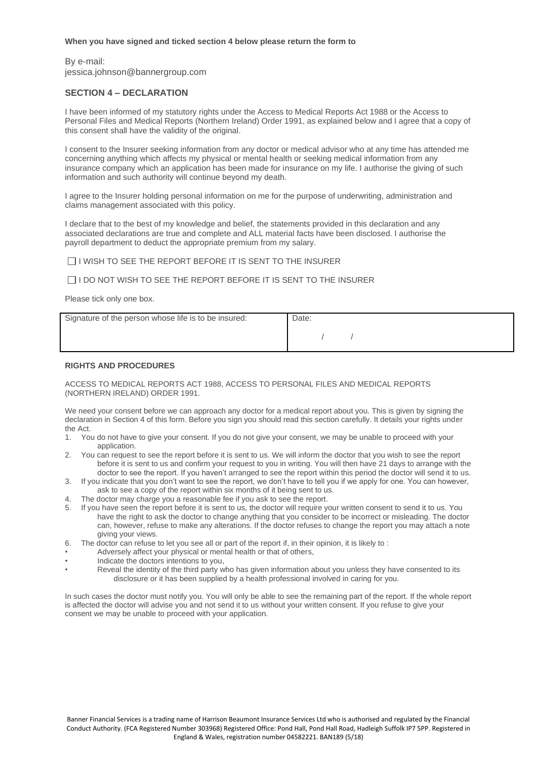**When you have signed and ticked section 4 below please return the form to**

By e-mail:
jessica.johnson@bannergroup.com

## SECTION 4 – DECLARATION

I have been informed of my statutory rights under the Access to Medical Reports Act 1988 or the Access to Personal Files and Medical Reports (Northern Ireland) Order 1991, as explained below and I agree that a copy of this consent shall have the validity of the original.

I consent to the Insurer seeking information from any doctor or medical advisor who at any time has attended me concerning anything which affects my physical or mental health or seeking medical information from any insurance company which an application has been made for insurance on my life. I authorise the giving of such information and such authority will continue beyond my death.

I agree to the Insurer holding personal information on me for the purpose of underwriting, administration and claims management associated with this policy.

I declare that to the best of my knowledge and belief, the statements provided in this declaration and any associated declarations are true and complete and ALL material facts have been disclosed. I authorise the payroll department to deduct the appropriate premium from my salary.

☐ I WISH TO SEE THE REPORT BEFORE IT IS SENT TO THE INSURER

☐ I DO NOT WISH TO SEE THE REPORT BEFORE IT IS SENT TO THE INSURER

Please tick only one box.

| Signature of the person whose life is to be insured: | Date: |
|---|---|
| | / / |

### RIGHTS AND PROCEDURES

ACCESS TO MEDICAL REPORTS ACT 1988, ACCESS TO PERSONAL FILES AND MEDICAL REPORTS (NORTHERN IRELAND) ORDER 1991.

We need your consent before we can approach any doctor for a medical report about you. This is given by signing the declaration in Section 4 of this form. Before you sign you should read this section carefully. It details your rights under the Act.

1. You do not have to give your consent. If you do not give your consent, we may be unable to proceed with your application.
2. You can request to see the report before it is sent to us. We will inform the doctor that you wish to see the report before it is sent to us and confirm your request to you in writing. You will then have 21 days to arrange with the doctor to see the report. If you haven't arranged to see the report within this period the doctor will send it to us.
3. If you indicate that you don't want to see the report, we don't have to tell you if we apply for one. You can however, ask to see a copy of the report within six months of it being sent to us.
4. The doctor may charge you a reasonable fee if you ask to see the report.
5. If you have seen the report before it is sent to us, the doctor will require your written consent to send it to us. You have the right to ask the doctor to change anything that you consider to be incorrect or misleading. The doctor can, however, refuse to make any alterations. If the doctor refuses to change the report you may attach a note giving your views.
6. The doctor can refuse to let you see all or part of the report if, in their opinion, it is likely to :

- Adversely affect your physical or mental health or that of others,
- Indicate the doctors intentions to you,
- Reveal the identity of the third party who has given information about you unless they have consented to its disclosure or it has been supplied by a health professional involved in caring for you.

In such cases the doctor must notify you. You will only be able to see the remaining part of the report. If the whole report is affected the doctor will advise you and not send it to us without your written consent. If you refuse to give your consent we may be unable to proceed with your application.

Banner Financial Services is a trading name of Harrison Beaumont Insurance Services Ltd who is authorised and regulated by the Financial Conduct Authority. (FCA Registered Number 303968) Registered Office: Pond Hall, Pond Hall Road, Hadleigh Suffolk IP7 5PP. Registered in England & Wales, registration number 04582221. BAN189 (5/18)